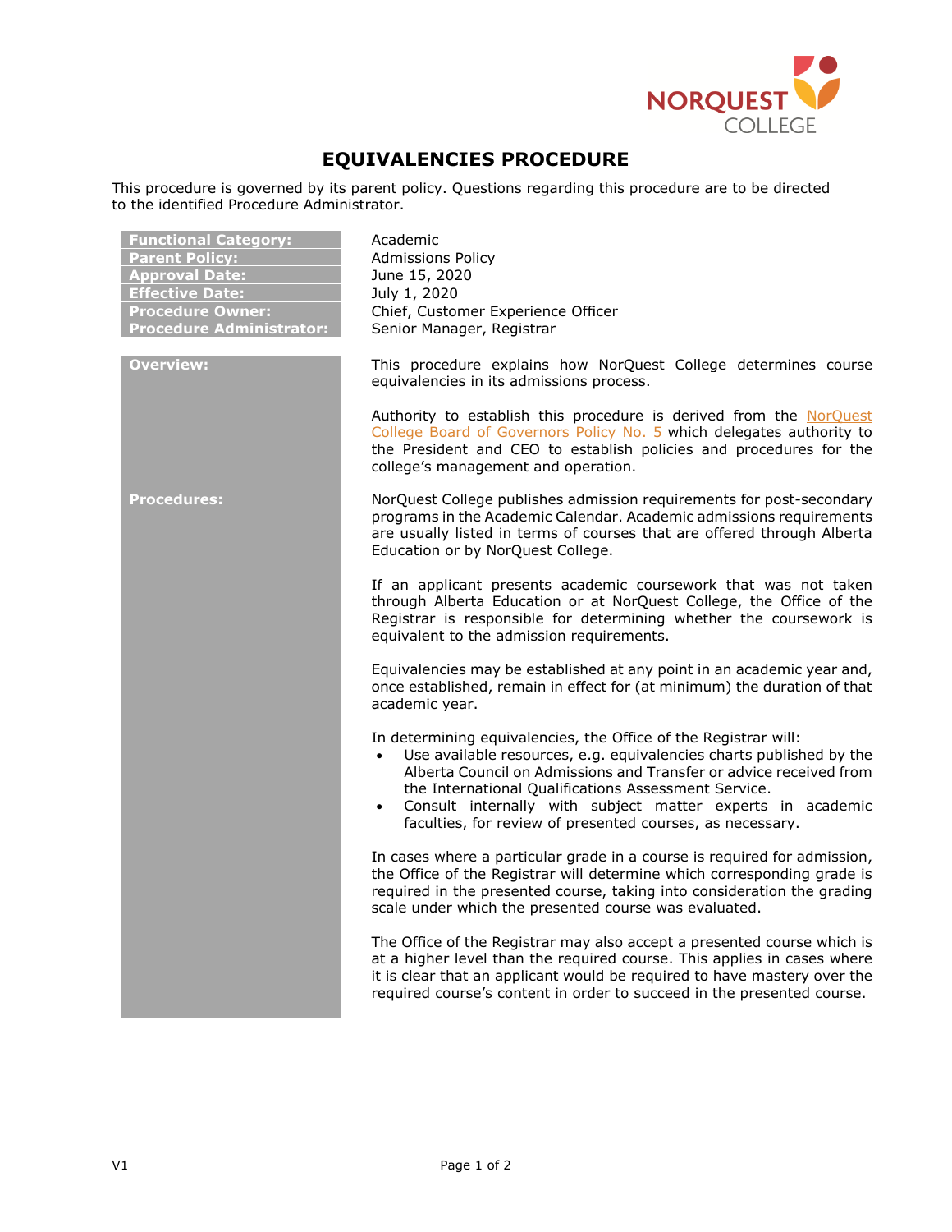# EQUIVALENCIES PROCEDURE

This procedure is governed by its parent policy. Questions regarding this procedure are to be directed to the identified Procedure Administrator.

| | |
|---|---|
| **Functional Category:** | Academic |
| **Parent Policy:** | Admissions Policy |
| **Approval Date:** | June 15, 2020 |
| **Effective Date:** | July 1, 2020 |
| **Procedure Owner:** | Chief, Customer Experience Officer |
| **Procedure Administrator:** | Senior Manager, Registrar |

## Overview:

This procedure explains how NorQuest College determines course equivalencies in its admissions process.

Authority to establish this procedure is derived from the NorQuest College Board of Governors Policy No. 5 which delegates authority to the President and CEO to establish policies and procedures for the college's management and operation.

## Procedures:

NorQuest College publishes admission requirements for post-secondary programs in the Academic Calendar. Academic admissions requirements are usually listed in terms of courses that are offered through Alberta Education or by NorQuest College.

If an applicant presents academic coursework that was not taken through Alberta Education or at NorQuest College, the Office of the Registrar is responsible for determining whether the coursework is equivalent to the admission requirements.

Equivalencies may be established at any point in an academic year and, once established, remain in effect for (at minimum) the duration of that academic year.

In determining equivalencies, the Office of the Registrar will:

- Use available resources, e.g. equivalencies charts published by the Alberta Council on Admissions and Transfer or advice received from the International Qualifications Assessment Service.
- Consult internally with subject matter experts in academic faculties, for review of presented courses, as necessary.

In cases where a particular grade in a course is required for admission, the Office of the Registrar will determine which corresponding grade is required in the presented course, taking into consideration the grading scale under which the presented course was evaluated.

The Office of the Registrar may also accept a presented course which is at a higher level than the required course. This applies in cases where it is clear that an applicant would be required to have mastery over the required course's content in order to succeed in the presented course.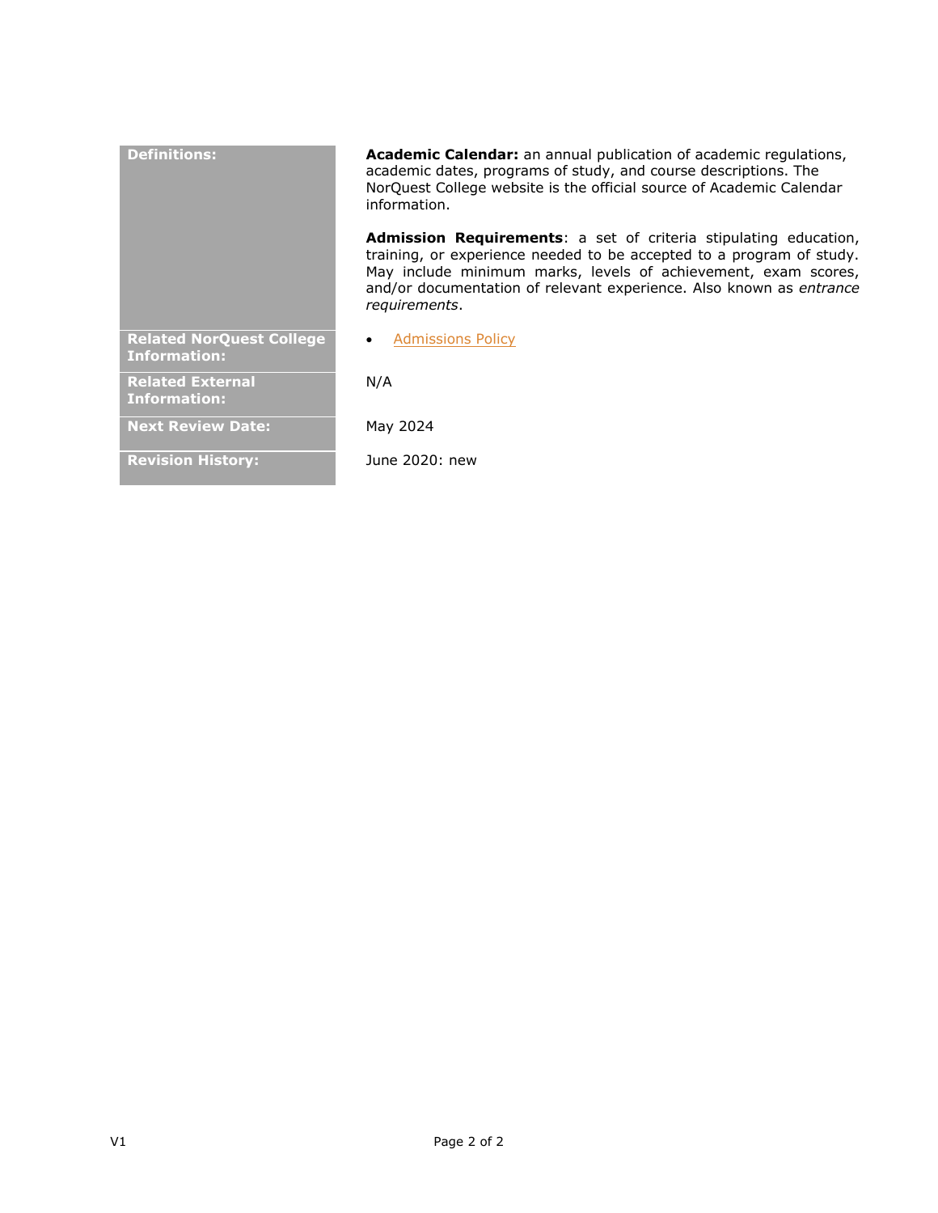| | |
|---|---|
| **Definitions:** | **Academic Calendar:** an annual publication of academic regulations, academic dates, programs of study, and course descriptions. The NorQuest College website is the official source of Academic Calendar information.<br><br>**Admission Requirements**: a set of criteria stipulating education, training, or experience needed to be accepted to a program of study. May include minimum marks, levels of achievement, exam scores, and/or documentation of relevant experience. Also known as *entrance requirements*. |
| **Related NorQuest College Information:** | • Admissions Policy |
| **Related External Information:** | N/A |
| **Next Review Date:** | May 2024 |
| **Revision History:** | June 2020: new |

V1